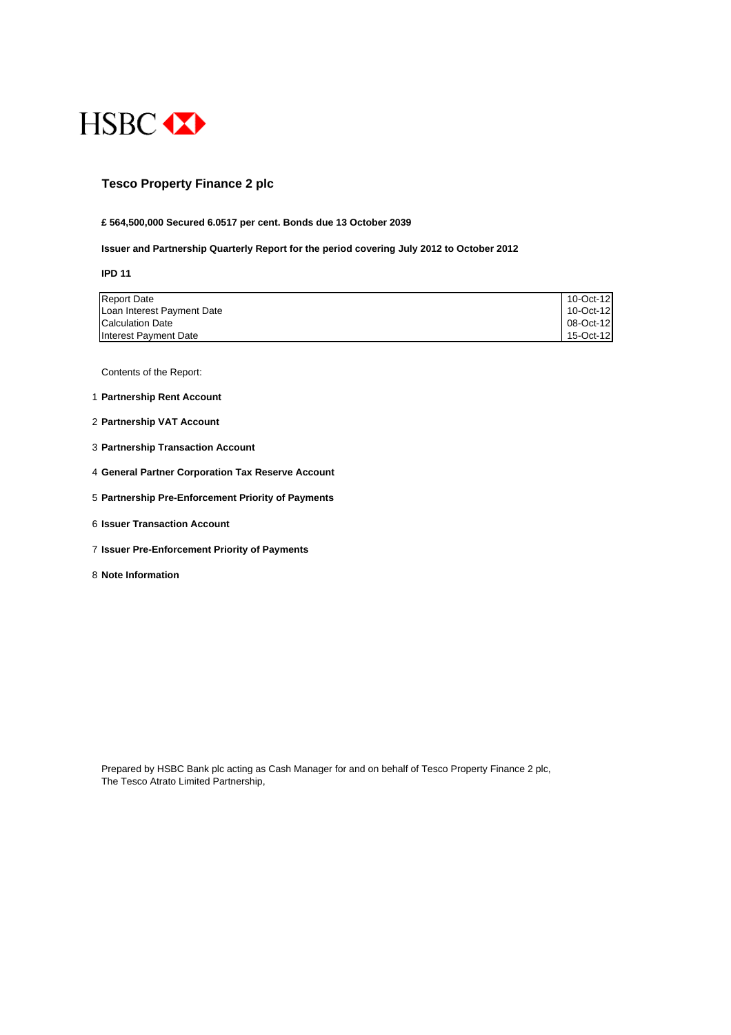HSBC

# Tesco Property Finance 2 plc

**£ 564,500,000 Secured 6.0517 per cent. Bonds due 13 October 2039**

**Issuer and Partnership Quarterly Report for the period covering July 2012 to October 2012**

**IPD 11**

| | |
|---|---|
| Report Date | 10-Oct-12 |
| Loan Interest Payment Date | 10-Oct-12 |
| Calculation Date | 08-Oct-12 |
| Interest Payment Date | 15-Oct-12 |

Contents of the Report:

1. **Partnership Rent Account**
2. **Partnership VAT Account**
3. **Partnership Transaction Account**
4. **General Partner Corporation Tax Reserve Account**
5. **Partnership Pre-Enforcement Priority of Payments**
6. **Issuer Transaction Account**
7. **Issuer Pre-Enforcement Priority of Payments**
8. **Note Information**

Prepared by HSBC Bank plc acting as Cash Manager for and on behalf of Tesco Property Finance 2 plc,
The Tesco Atrato Limited Partnership,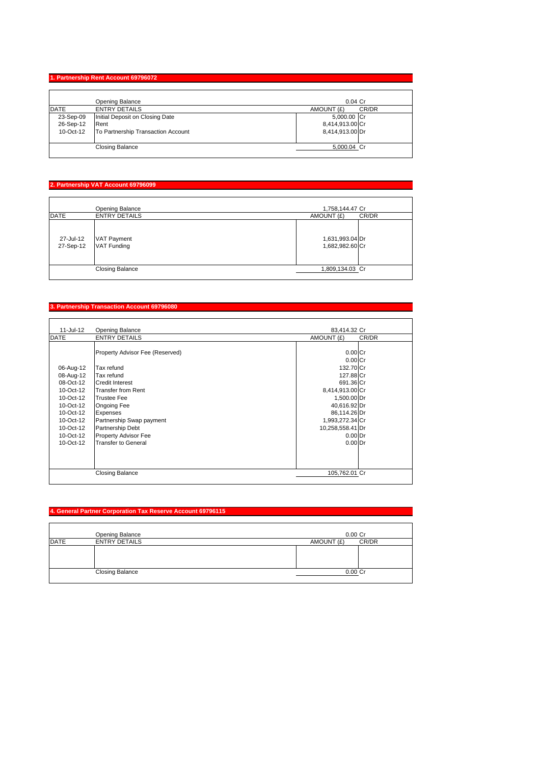## 1. Partnership Rent Account 69796072

| DATE | ENTRY DETAILS | AMOUNT (£) | CR/DR |
|---|---|---|---|
| | Opening Balance | 0.04 | Cr |
| 23-Sep-09 | Initial Deposit on Closing Date | 5,000.00 | Cr |
| 26-Sep-12 | Rent | 8,414,913.00 | Cr |
| 10-Oct-12 | To Partnership Transaction Account | 8,414,913.00 | Dr |
| | Closing Balance | 5,000.04 | Cr |

## 2. Partnership VAT Account 69796099

| DATE | ENTRY DETAILS | AMOUNT (£) | CR/DR |
|---|---|---|---|
| | Opening Balance | 1,758,144.47 | Cr |
| 27-Jul-12 | VAT Payment | 1,631,993.04 | Dr |
| 27-Sep-12 | VAT Funding | 1,682,982.60 | Cr |
| | Closing Balance | 1,809,134.03 | Cr |

## 3. Partnership Transaction Account 69796080

| DATE | ENTRY DETAILS | AMOUNT (£) | CR/DR |
|---|---|---|---|
| 11-Jul-12 | Opening Balance | 83,414.32 | Cr |
| | Property Advisor Fee (Reserved) | 0.00 | Cr |
| | | 0.00 | Cr |
| 06-Aug-12 | Tax refund | 132.70 | Cr |
| 08-Aug-12 | Tax refund | 127.88 | Cr |
| 08-Oct-12 | Credit Interest | 691.36 | Cr |
| 10-Oct-12 | Transfer from Rent | 8,414,913.00 | Cr |
| 10-Oct-12 | Trustee Fee | 1,500.00 | Dr |
| 10-Oct-12 | Ongoing Fee | 40,616.92 | Dr |
| 10-Oct-12 | Expenses | 86,114.26 | Dr |
| 10-Oct-12 | Partnership Swap payment | 1,993,272.34 | Cr |
| 10-Oct-12 | Partnership Debt | 10,258,558.41 | Dr |
| 10-Oct-12 | Property Advisor Fee | 0.00 | Dr |
| 10-Oct-12 | Transfer to General | 0.00 | Dr |
| | Closing Balance | 105,762.01 | Cr |

## 4. General Partner Corporation Tax Reserve Account 69796115

| DATE | ENTRY DETAILS | AMOUNT (£) | CR/DR |
|---|---|---|---|
| | Opening Balance | 0.00 | Cr |
| | Closing Balance | 0.00 | Cr |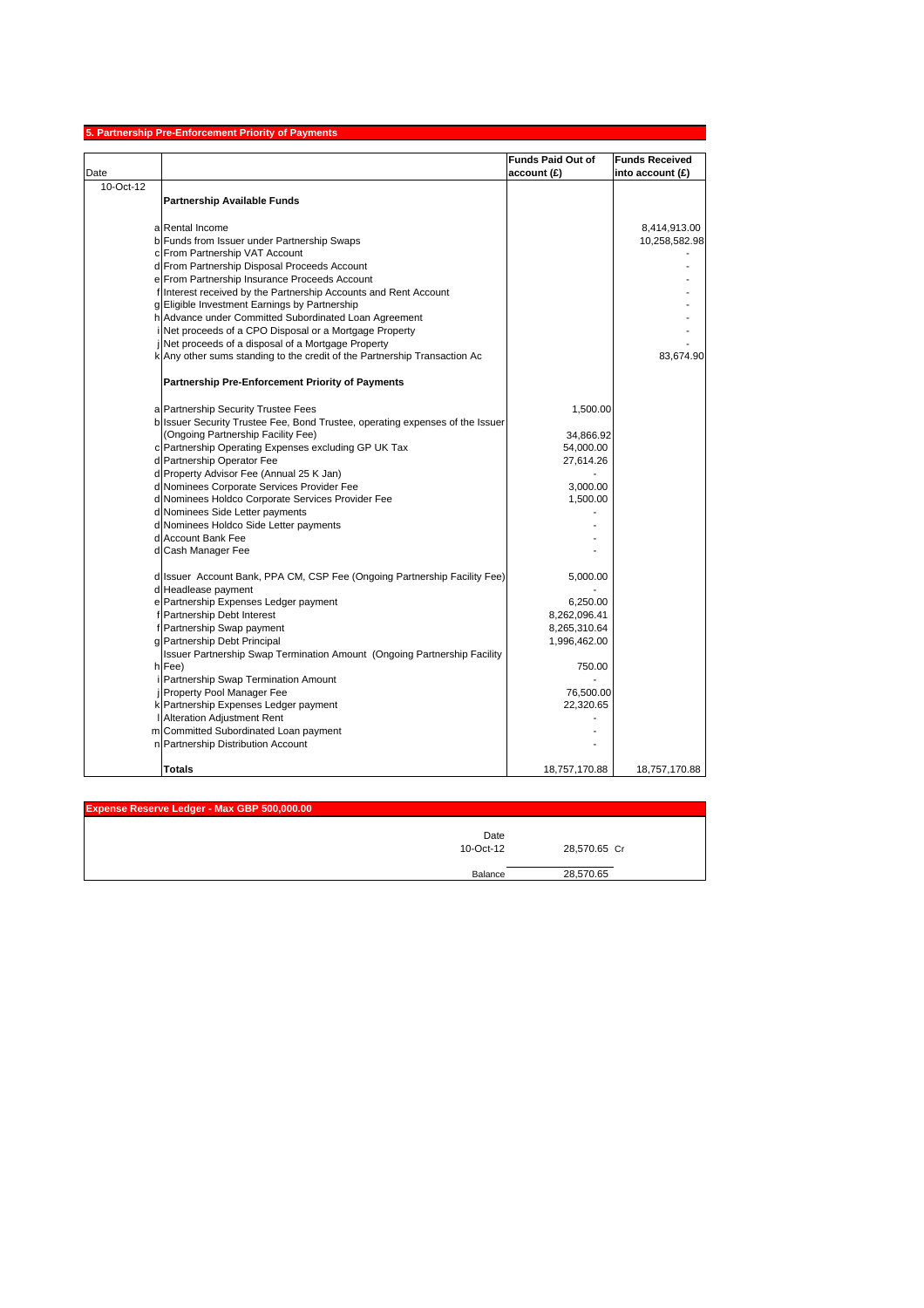## 5. Partnership Pre-Enforcement Priority of Payments

| Date | | | Funds Paid Out of account (£) | Funds Received into account (£) |
|---|---|---|---|---|
| 10-Oct-12 | | **Partnership Available Funds** | | |
| | a | Rental Income | | 8,414,913.00 |
| | b | Funds from Issuer under Partnership Swaps | | 10,258,582.98 |
| | c | From Partnership VAT Account | | - |
| | d | From Partnership Disposal Proceeds Account | | - |
| | e | From Partnership Insurance Proceeds Account | | - |
| | f | Interest received by the Partnership Accounts and Rent Account | | - |
| | g | Eligible Investment Earnings by Partnership | | - |
| | h | Advance under Committed Subordinated Loan Agreement | | - |
| | i | Net proceeds of a CPO Disposal or a Mortgage Property | | - |
| | j | Net proceeds of a disposal of a Mortgage Property | | - |
| | k | Any other sums standing to the credit of the Partnership Transaction Ac | | 83,674.90 |
| | | **Partnership Pre-Enforcement Priority of Payments** | | |
| | a | Partnership Security Trustee Fees | 1,500.00 | |
| | b | Issuer Security Trustee Fee, Bond Trustee, operating expenses of the Issuer (Ongoing Partnership Facility Fee) | 34,866.92 | |
| | c | Partnership Operating Expenses excluding GP UK Tax | 54,000.00 | |
| | d | Partnership Operator Fee | 27,614.26 | |
| | d | Property Advisor Fee (Annual 25 K Jan) | - | |
| | d | Nominees Corporate Services Provider Fee | 3,000.00 | |
| | d | Nominees Holdco Corporate Services Provider Fee | 1,500.00 | |
| | d | Nominees Side Letter payments | - | |
| | d | Nominees Holdco Side Letter payments | - | |
| | d | Account Bank Fee | - | |
| | d | Cash Manager Fee | - | |
| | d | Issuer Account Bank, PPA CM, CSP Fee (Ongoing Partnership Facility Fee) | 5,000.00 | |
| | d | Headlease payment | - | |
| | e | Partnership Expenses Ledger payment | 6,250.00 | |
| | f | Partnership Debt Interest | 8,262,096.41 | |
| | f | Partnership Swap payment | 8,265,310.64 | |
| | g | Partnership Debt Principal | 1,996,462.00 | |
| | h | Issuer Partnership Swap Termination Amount (Ongoing Partnership Facility Fee) | 750.00 | |
| | i | Partnership Swap Termination Amount | - | |
| | j | Property Pool Manager Fee | 76,500.00 | |
| | k | Partnership Expenses Ledger payment | 22,320.65 | |
| | l | Alteration Adjustment Rent | - | |
| | m | Committed Subordinated Loan payment | - | |
| | n | Partnership Distribution Account | - | |
| | | **Totals** | 18,757,170.88 | 18,757,170.88 |

## Expense Reserve Ledger - Max GBP 500,000.00

| Date | | |
|---|---|---|
| 10-Oct-12 | 28,570.65 | Cr |
| Balance | 28,570.65 | |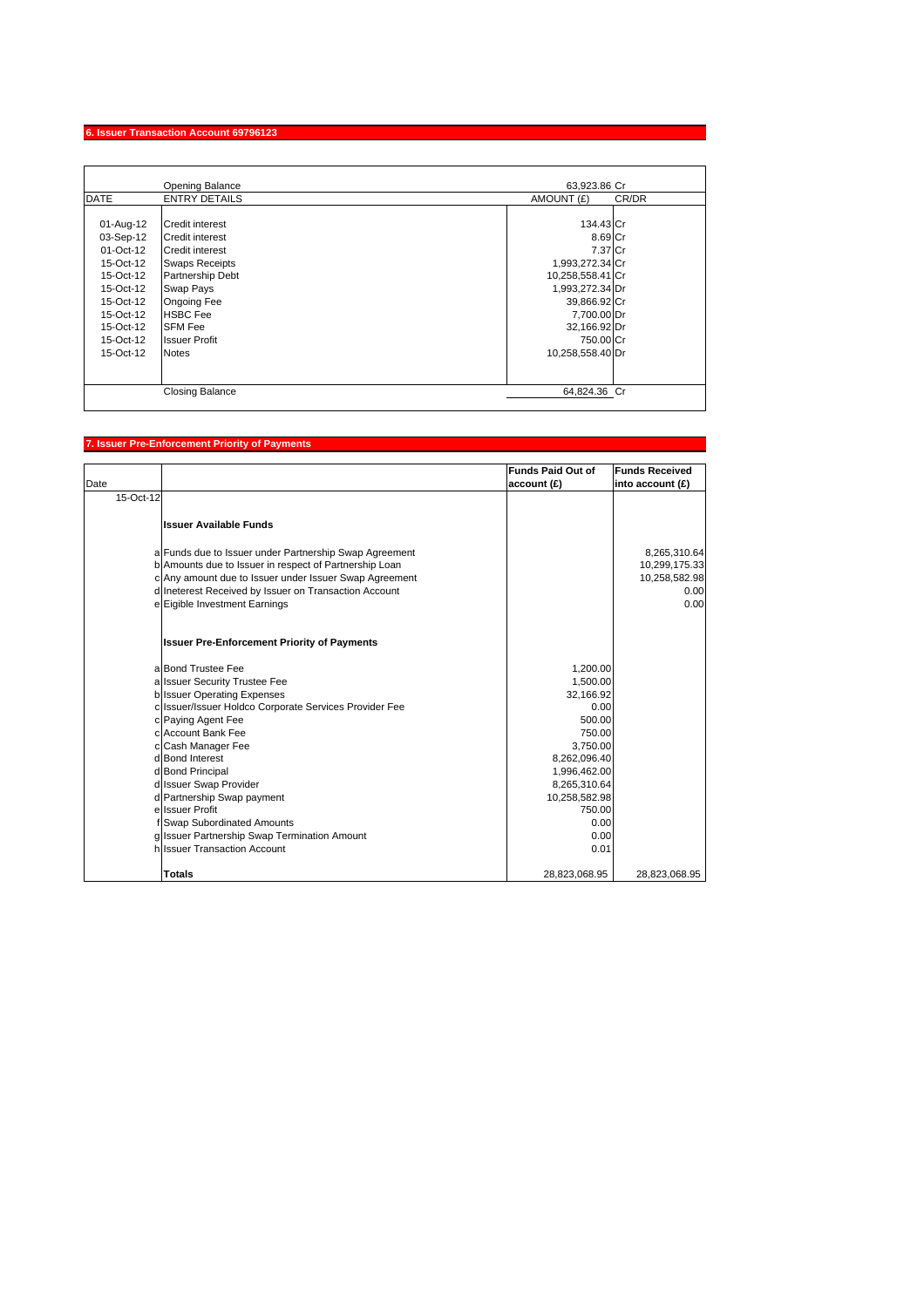## 6. Issuer Transaction Account 69796123

| DATE | ENTRY DETAILS | AMOUNT (£) | CR/DR |
|---|---|---|---|
| | Opening Balance | 63,923.86 | Cr |
| 01-Aug-12 | Credit interest | 134.43 | Cr |
| 03-Sep-12 | Credit interest | 8.69 | Cr |
| 01-Oct-12 | Credit interest | 7.37 | Cr |
| 15-Oct-12 | Swaps Receipts | 1,993,272.34 | Cr |
| 15-Oct-12 | Partnership Debt | 10,258,558.41 | Cr |
| 15-Oct-12 | Swap Pays | 1,993,272.34 | Dr |
| 15-Oct-12 | Ongoing Fee | 39,866.92 | Cr |
| 15-Oct-12 | HSBC Fee | 7,700.00 | Dr |
| 15-Oct-12 | SFM Fee | 32,166.92 | Dr |
| 15-Oct-12 | Issuer Profit | 750.00 | Cr |
| 15-Oct-12 | Notes | 10,258,558.40 | Dr |
| | Closing Balance | 64,824.36 | Cr |

## 7. Issuer Pre-Enforcement Priority of Payments

| Date | | | Funds Paid Out of account (£) | Funds Received into account (£) |
|---|---|---|---|---|
| 15-Oct-12 | | | | |
| | | **Issuer Available Funds** | | |
| | a | Funds due to Issuer under Partnership Swap Agreement | | 8,265,310.64 |
| | b | Amounts due to Issuer in respect of Partnership Loan | | 10,299,175.33 |
| | c | Any amount due to Issuer under Issuer Swap Agreement | | 10,258,582.98 |
| | d | Ineterest Received by Issuer on Transaction Account | | 0.00 |
| | e | Eigible Investment Earnings | | 0.00 |
| | | **Issuer Pre-Enforcement Priority of Payments** | | |
| | a | Bond Trustee Fee | 1,200.00 | |
| | a | Issuer Security Trustee Fee | 1,500.00 | |
| | b | Issuer Operating Expenses | 32,166.92 | |
| | c | Issuer/Issuer Holdco Corporate Services Provider Fee | 0.00 | |
| | c | Paying Agent Fee | 500.00 | |
| | c | Account Bank Fee | 750.00 | |
| | c | Cash Manager Fee | 3,750.00 | |
| | d | Bond Interest | 8,262,096.40 | |
| | d | Bond Principal | 1,996,462.00 | |
| | d | Issuer Swap Provider | 8,265,310.64 | |
| | d | Partnership Swap payment | 10,258,582.98 | |
| | e | Issuer Profit | 750.00 | |
| | f | Swap Subordinated Amounts | 0.00 | |
| | g | Issuer Partnership Swap Termination Amount | 0.00 | |
| | h | Issuer Transaction Account | 0.01 | |
| | | **Totals** | 28,823,068.95 | 28,823,068.95 |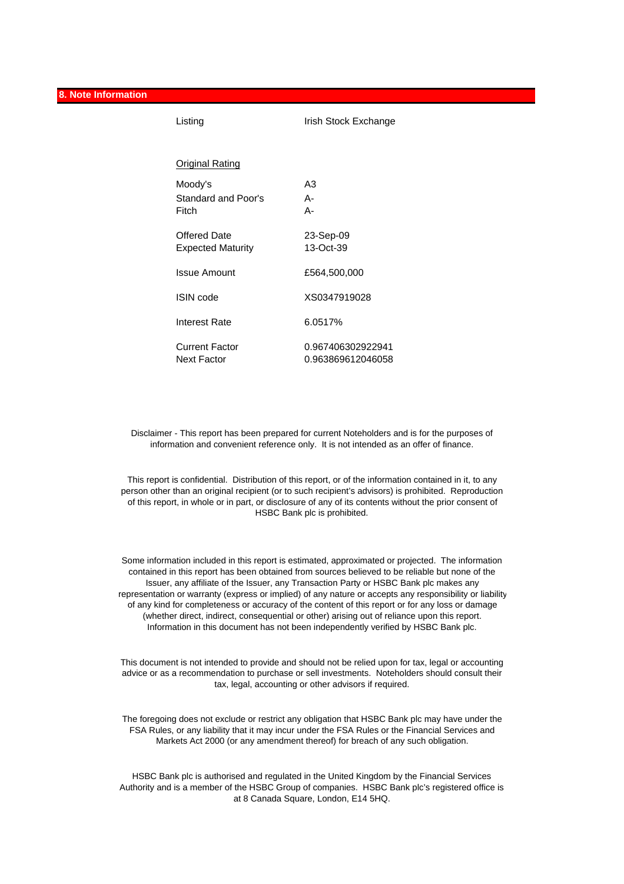## 8. Note Information

| | |
|---|---|
| Listing | Irish Stock Exchange |
| <u>Original Rating</u> | |
| Moody's | A3 |
| Standard and Poor's | A- |
| Fitch | A- |
| Offered Date | 23-Sep-09 |
| Expected Maturity | 13-Oct-39 |
| Issue Amount | £564,500,000 |
| ISIN code | XS0347919028 |
| Interest Rate | 6.0517% |
| Current Factor | 0.967406302922941 |
| Next Factor | 0.963869612046058 |

Disclaimer - This report has been prepared for current Noteholders and is for the purposes of information and convenient reference only. It is not intended as an offer of finance.

This report is confidential. Distribution of this report, or of the information contained in it, to any person other than an original recipient (or to such recipient's advisors) is prohibited. Reproduction of this report, in whole or in part, or disclosure of any of its contents without the prior consent of HSBC Bank plc is prohibited.

Some information included in this report is estimated, approximated or projected. The information contained in this report has been obtained from sources believed to be reliable but none of the Issuer, any affiliate of the Issuer, any Transaction Party or HSBC Bank plc makes any representation or warranty (express or implied) of any nature or accepts any responsibility or liability of any kind for completeness or accuracy of the content of this report or for any loss or damage (whether direct, indirect, consequential or other) arising out of reliance upon this report. Information in this document has not been independently verified by HSBC Bank plc.

This document is not intended to provide and should not be relied upon for tax, legal or accounting advice or as a recommendation to purchase or sell investments. Noteholders should consult their tax, legal, accounting or other advisors if required.

The foregoing does not exclude or restrict any obligation that HSBC Bank plc may have under the FSA Rules, or any liability that it may incur under the FSA Rules or the Financial Services and Markets Act 2000 (or any amendment thereof) for breach of any such obligation.

HSBC Bank plc is authorised and regulated in the United Kingdom by the Financial Services Authority and is a member of the HSBC Group of companies. HSBC Bank plc's registered office is at 8 Canada Square, London, E14 5HQ.